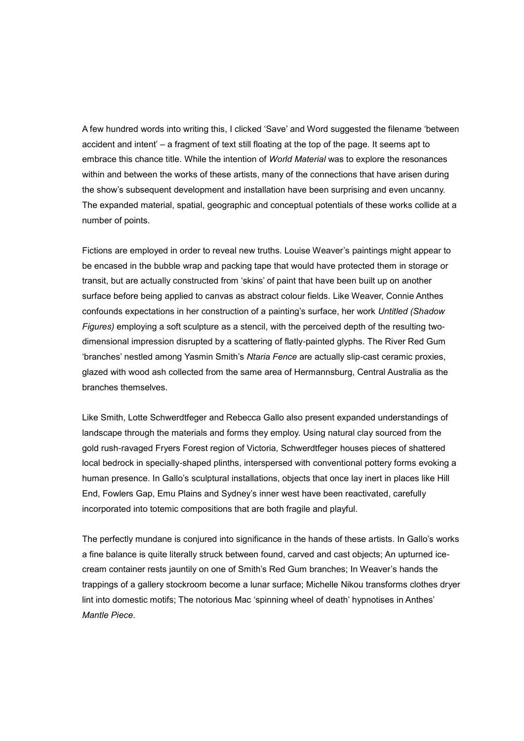A few hundred words into writing this, I clicked 'Save' and Word suggested the filename 'between accident and intent' – a fragment of text still floating at the top of the page. It seems apt to embrace this chance title. While the intention of *World Material* was to explore the resonances within and between the works of these artists, many of the connections that have arisen during the show's subsequent development and installation have been surprising and even uncanny. The expanded material, spatial, geographic and conceptual potentials of these works collide at a number of points.

Fictions are employed in order to reveal new truths. Louise Weaver's paintings might appear to be encased in the bubble wrap and packing tape that would have protected them in storage or transit, but are actually constructed from 'skins' of paint that have been built up on another surface before being applied to canvas as abstract colour fields. Like Weaver, Connie Anthes confounds expectations in her construction of a painting's surface, her work *Untitled (Shadow Figures)* employing a soft sculpture as a stencil, with the perceived depth of the resulting two-dimensional impression disrupted by a scattering of flatly-painted glyphs. The River Red Gum 'branches' nestled among Yasmin Smith's *Ntaria Fence* are actually slip-cast ceramic proxies, glazed with wood ash collected from the same area of Hermannsburg, Central Australia as the branches themselves.

Like Smith, Lotte Schwerdtfeger and Rebecca Gallo also present expanded understandings of landscape through the materials and forms they employ. Using natural clay sourced from the gold rush-ravaged Fryers Forest region of Victoria, Schwerdtfeger houses pieces of shattered local bedrock in specially-shaped plinths, interspersed with conventional pottery forms evoking a human presence. In Gallo's sculptural installations, objects that once lay inert in places like Hill End, Fowlers Gap, Emu Plains and Sydney's inner west have been reactivated, carefully incorporated into totemic compositions that are both fragile and playful.

The perfectly mundane is conjured into significance in the hands of these artists. In Gallo's works a fine balance is quite literally struck between found, carved and cast objects; An upturned ice-cream container rests jauntily on one of Smith's Red Gum branches; In Weaver's hands the trappings of a gallery stockroom become a lunar surface; Michelle Nikou transforms clothes dryer lint into domestic motifs; The notorious Mac 'spinning wheel of death' hypnotises in Anthes' *Mantle Piece*.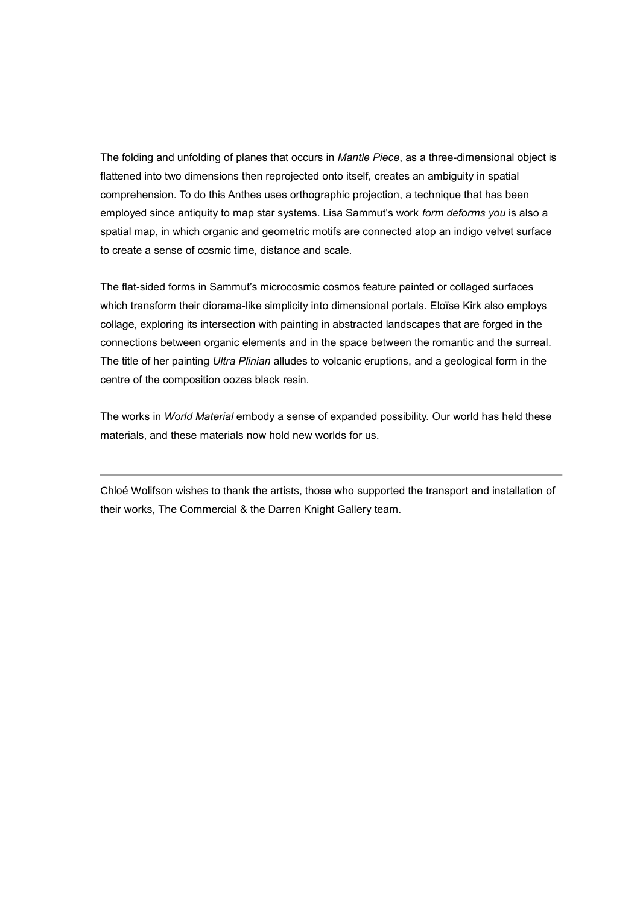The folding and unfolding of planes that occurs in *Mantle Piece*, as a three-dimensional object is flattened into two dimensions then reprojected onto itself, creates an ambiguity in spatial comprehension. To do this Anthes uses orthographic projection, a technique that has been employed since antiquity to map star systems. Lisa Sammut's work *form deforms you* is also a spatial map, in which organic and geometric motifs are connected atop an indigo velvet surface to create a sense of cosmic time, distance and scale.

The flat-sided forms in Sammut's microcosmic cosmos feature painted or collaged surfaces which transform their diorama-like simplicity into dimensional portals. Eloïse Kirk also employs collage, exploring its intersection with painting in abstracted landscapes that are forged in the connections between organic elements and in the space between the romantic and the surreal. The title of her painting *Ultra Plinian* alludes to volcanic eruptions, and a geological form in the centre of the composition oozes black resin.

The works in *World Material* embody a sense of expanded possibility. Our world has held these materials, and these materials now hold new worlds for us.

---

Chloé Wolifson wishes to thank the artists, those who supported the transport and installation of their works, The Commercial & the Darren Knight Gallery team.